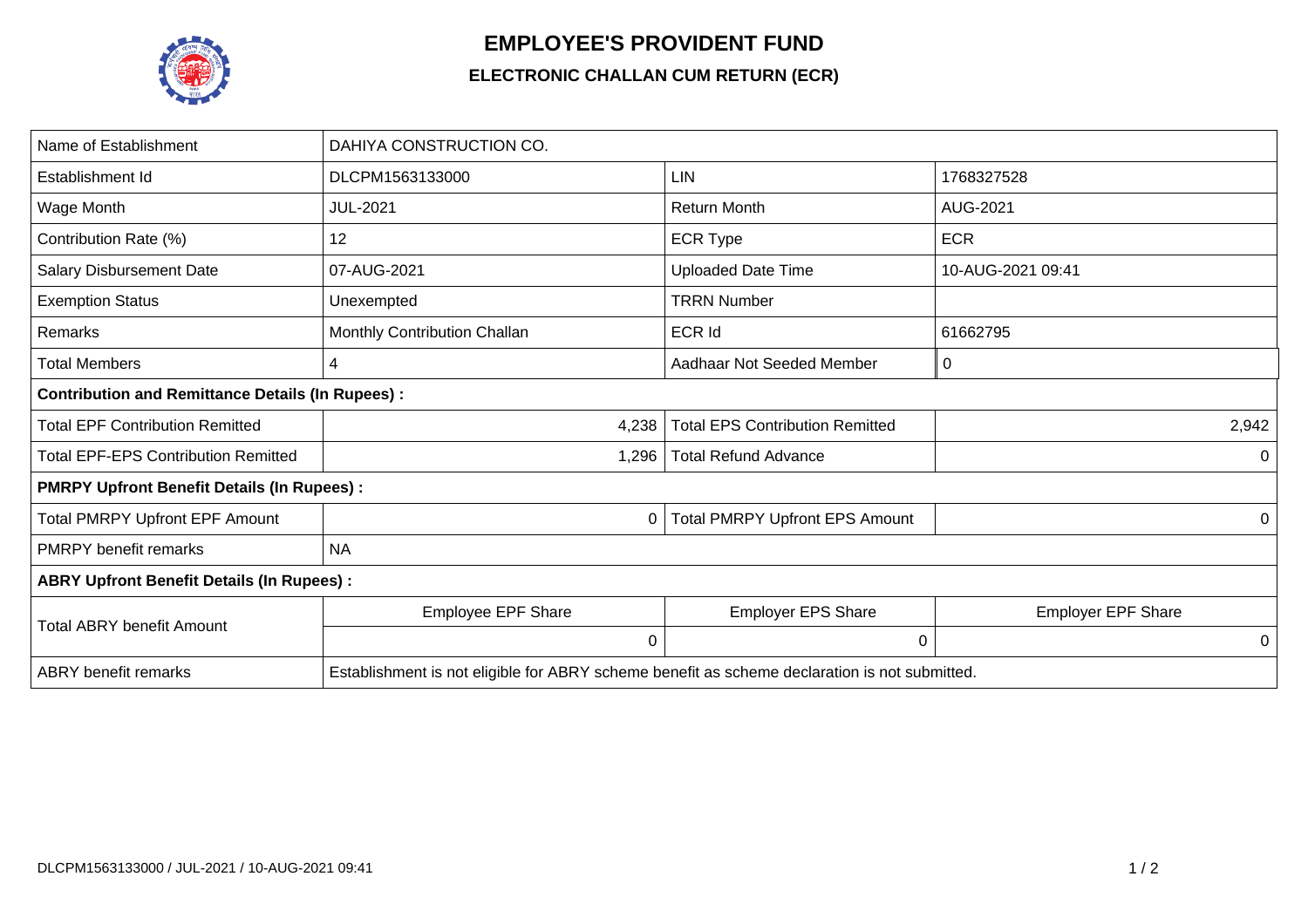# EMPLOYEE'S PROVIDENT FUND

## ELECTRONIC CHALLAN CUM RETURN (ECR)

| Name of Establishment | DAHIYA CONSTRUCTION CO. | | |
|---|---|---|---|
| Establishment Id | DLCPM1563133000 | LIN | 1768327528 |
| Wage Month | JUL-2021 | Return Month | AUG-2021 |
| Contribution Rate (%) | 12 | ECR Type | ECR |
| Salary Disbursement Date | 07-AUG-2021 | Uploaded Date Time | 10-AUG-2021 09:41 |
| Exemption Status | Unexempted | TRRN Number | |
| Remarks | Monthly Contribution Challan | ECR Id | 61662795 |
| Total Members | 4 | Aadhaar Not Seeded Member | 0 |
| **Contribution and Remittance Details (In Rupees) :** | | | |
| Total EPF Contribution Remitted | 4,238 | Total EPS Contribution Remitted | 2,942 |
| Total EPF-EPS Contribution Remitted | 1,296 | Total Refund Advance | 0 |
| **PMRPY Upfront Benefit Details (In Rupees) :** | | | |
| Total PMRPY Upfront EPF Amount | 0 | Total PMRPY Upfront EPS Amount | 0 |
| PMRPY benefit remarks | NA | | |
| **ABRY Upfront Benefit Details (In Rupees) :** | | | |
| Total ABRY benefit Amount | Employee EPF Share | Employer EPS Share | Employer EPF Share |
| | 0 | 0 | 0 |
| ABRY benefit remarks | Establishment is not eligible for ABRY scheme benefit as scheme declaration is not submitted. | | |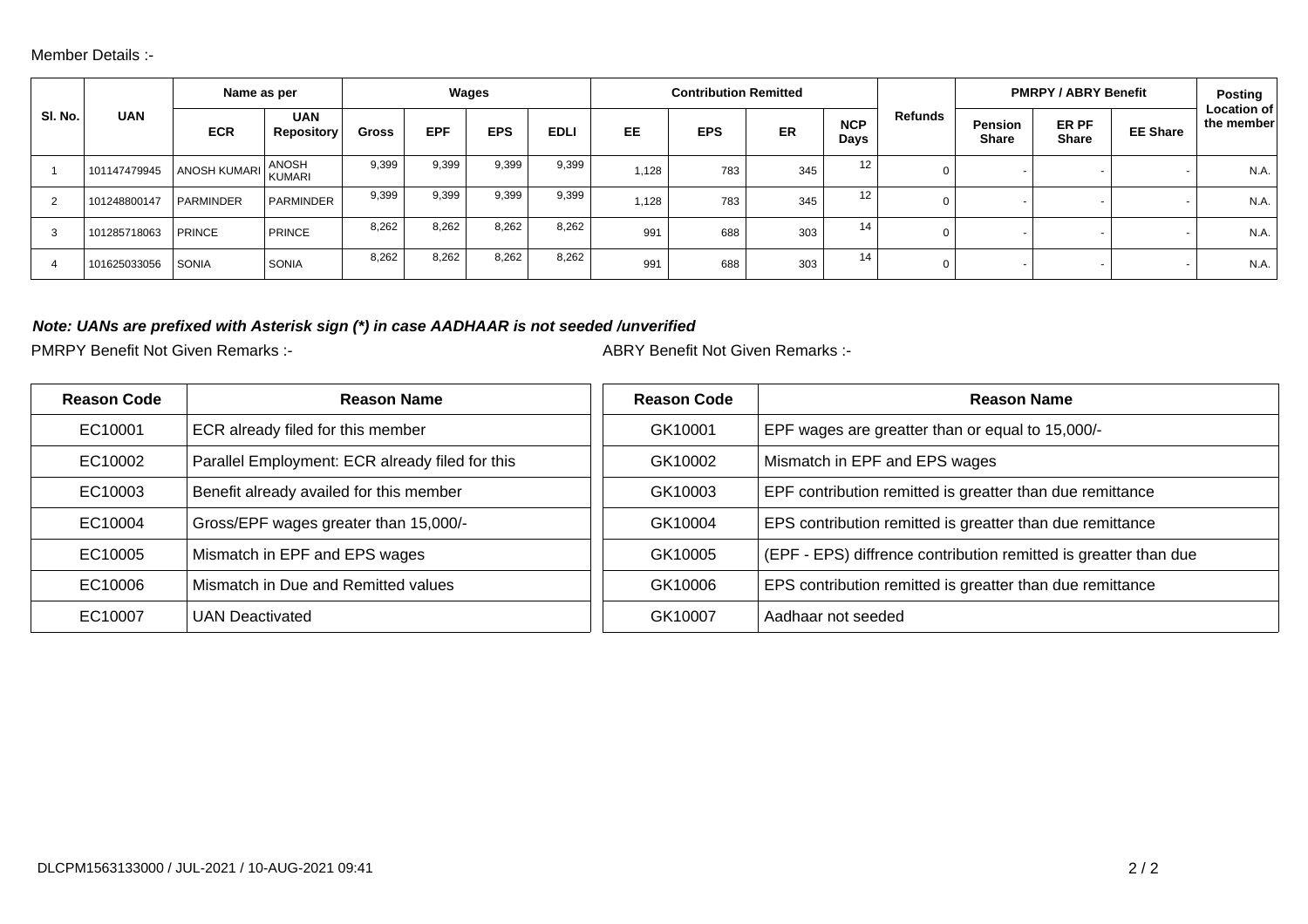Member Details :-

| Sl. No. | UAN | Name as per | | Wages | | | | Contribution Remitted | | | | Refunds | PMRPY / ABRY Benefit | | | Posting Location of the member |
|---|---|---|---|---|---|---|---|---|---|---|---|---|---|---|---|---|
| | | ECR | UAN Repository | Gross | EPF | EPS | EDLI | EE | EPS | ER | NCP Days | | Pension Share | ER PF Share | EE Share | |
| 1 | 101147479945 | ANOSH KUMARI | ANOSH KUMARI | 9,399 | 9,399 | 9,399 | 9,399 | 1,128 | 783 | 345 | 12 | 0 | - | - | - | N.A. |
| 2 | 101248800147 | PARMINDER | PARMINDER | 9,399 | 9,399 | 9,399 | 9,399 | 1,128 | 783 | 345 | 12 | 0 | - | - | - | N.A. |
| 3 | 101285718063 | PRINCE | PRINCE | 8,262 | 8,262 | 8,262 | 8,262 | 991 | 688 | 303 | 14 | 0 | - | - | - | N.A. |
| 4 | 101625033056 | SONIA | SONIA | 8,262 | 8,262 | 8,262 | 8,262 | 991 | 688 | 303 | 14 | 0 | - | - | - | N.A. |

***Note: UANs are prefixed with Asterisk sign (*) in case AADHAAR is not seeded /unverified***

PMRPY Benefit Not Given Remarks :-

| Reason Code | Reason Name |
|---|---|
| EC10001 | ECR already filed for this member |
| EC10002 | Parallel Employment: ECR already filed for this |
| EC10003 | Benefit already availed for this member |
| EC10004 | Gross/EPF wages greater than 15,000/- |
| EC10005 | Mismatch in EPF and EPS wages |
| EC10006 | Mismatch in Due and Remitted values |
| EC10007 | UAN Deactivated |

ABRY Benefit Not Given Remarks :-

| Reason Code | Reason Name |
|---|---|
| GK10001 | EPF wages are greatter than or equal to 15,000/- |
| GK10002 | Mismatch in EPF and EPS wages |
| GK10003 | EPF contribution remitted is greatter than due remittance |
| GK10004 | EPS contribution remitted is greatter than due remittance |
| GK10005 | (EPF - EPS) diffrence contribution remitted is greatter than due |
| GK10006 | EPS contribution remitted is greatter than due remittance |
| GK10007 | Aadhaar not seeded |

DLCPM1563133000 / JUL-2021 / 10-AUG-2021 09:41